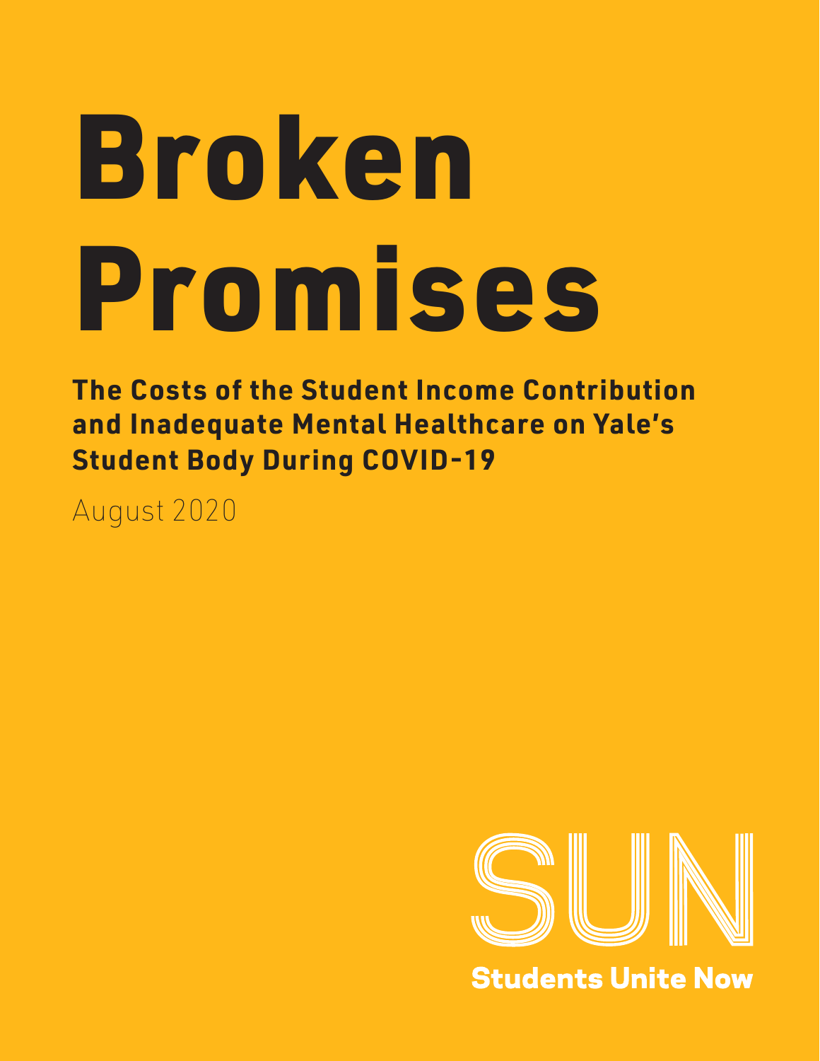# Broken Promises

## The Costs of the Student Income Contribution and Inadequate Mental Healthcare on Yale's Student Body During COVID-19

August 2020

SUN

Students Unite Now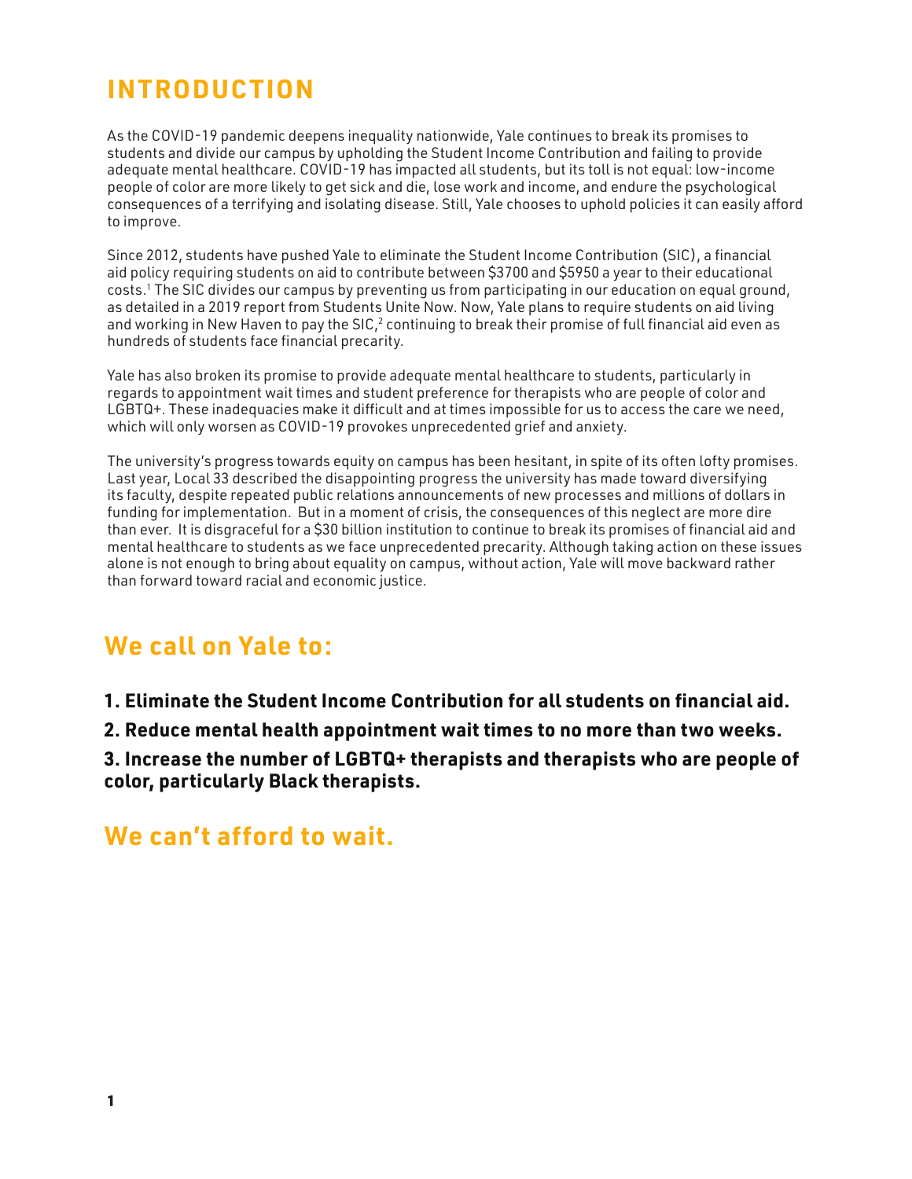# INTRODUCTION

As the COVID-19 pandemic deepens inequality nationwide, Yale continues to break its promises to students and divide our campus by upholding the Student Income Contribution and failing to provide adequate mental healthcare. COVID-19 has impacted all students, but its toll is not equal: low-income people of color are more likely to get sick and die, lose work and income, and endure the psychological consequences of a terrifying and isolating disease. Still, Yale chooses to uphold policies it can easily afford to improve.

Since 2012, students have pushed Yale to eliminate the Student Income Contribution (SIC), a financial aid policy requiring students on aid to contribute between $3700 and $5950 a year to their educational costs.[1] The SIC divides our campus by preventing us from participating in our education on equal ground, as detailed in a 2019 report from Students Unite Now. Now, Yale plans to require students on aid living and working in New Haven to pay the SIC,[2] continuing to break their promise of full financial aid even as hundreds of students face financial precarity.

Yale has also broken its promise to provide adequate mental healthcare to students, particularly in regards to appointment wait times and student preference for therapists who are people of color and LGBTQ+. These inadequacies make it difficult and at times impossible for us to access the care we need, which will only worsen as COVID-19 provokes unprecedented grief and anxiety.

The university's progress towards equity on campus has been hesitant, in spite of its often lofty promises. Last year, Local 33 described the disappointing progress the university has made toward diversifying its faculty, despite repeated public relations announcements of new processes and millions of dollars in funding for implementation. But in a moment of crisis, the consequences of this neglect are more dire than ever. It is disgraceful for a $30 billion institution to continue to break its promises of financial aid and mental healthcare to students as we face unprecedented precarity. Although taking action on these issues alone is not enough to bring about equality on campus, without action, Yale will move backward rather than forward toward racial and economic justice.

## We call on Yale to:

**1. Eliminate the Student Income Contribution for all students on financial aid.**

**2. Reduce mental health appointment wait times to no more than two weeks.**

**3. Increase the number of LGBTQ+ therapists and therapists who are people of color, particularly Black therapists.**

## We can't afford to wait.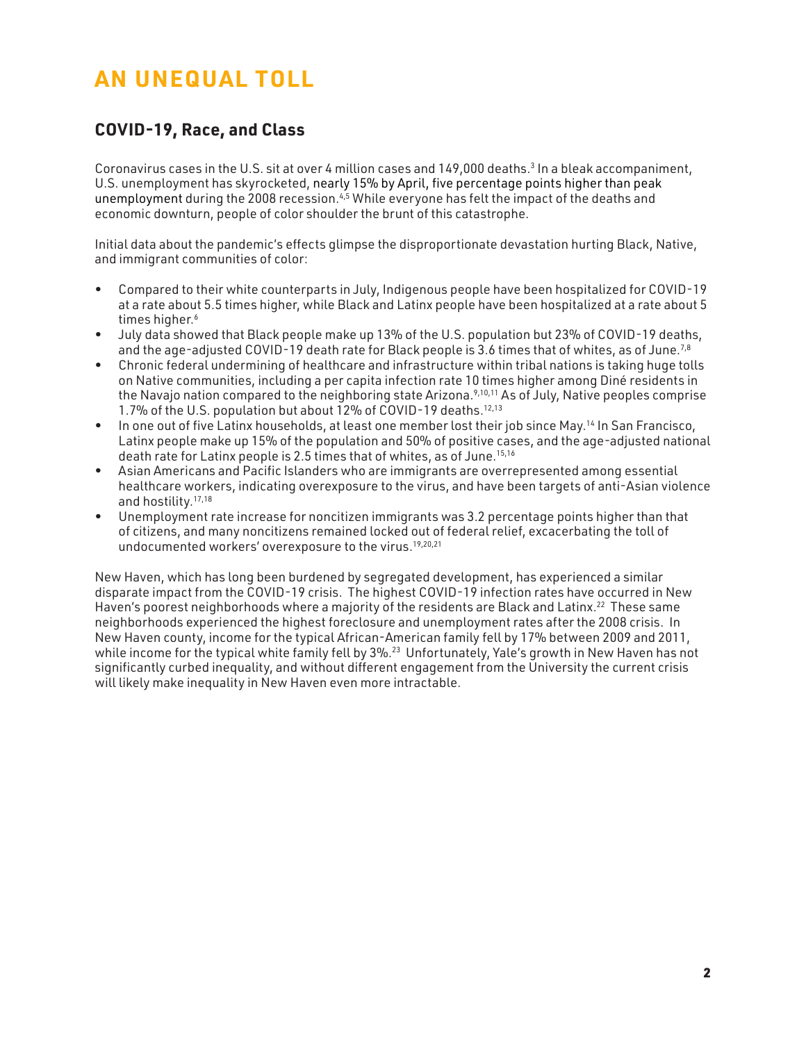# AN UNEQUAL TOLL

## COVID-19, Race, and Class

Coronavirus cases in the U.S. sit at over 4 million cases and 149,000 deaths.[3] In a bleak accompaniment, U.S. unemployment has skyrocketed, nearly 15% by April, five percentage points higher than peak unemployment during the 2008 recession.[4,5] While everyone has felt the impact of the deaths and economic downturn, people of color shoulder the brunt of this catastrophe.

Initial data about the pandemic's effects glimpse the disproportionate devastation hurting Black, Native, and immigrant communities of color:

- Compared to their white counterparts in July, Indigenous people have been hospitalized for COVID-19 at a rate about 5.5 times higher, while Black and Latinx people have been hospitalized at a rate about 5 times higher.[6]
- July data showed that Black people make up 13% of the U.S. population but 23% of COVID-19 deaths, and the age-adjusted COVID-19 death rate for Black people is 3.6 times that of whites, as of June.[7,8]
- Chronic federal undermining of healthcare and infrastructure within tribal nations is taking huge tolls on Native communities, including a per capita infection rate 10 times higher among Diné residents in the Navajo nation compared to the neighboring state Arizona.[9,10,11] As of July, Native peoples comprise 1.7% of the U.S. population but about 12% of COVID-19 deaths.[12,13]
- In one out of five Latinx households, at least one member lost their job since May.[14] In San Francisco, Latinx people make up 15% of the population and 50% of positive cases, and the age-adjusted national death rate for Latinx people is 2.5 times that of whites, as of June.[15,16]
- Asian Americans and Pacific Islanders who are immigrants are overrepresented among essential healthcare workers, indicating overexposure to the virus, and have been targets of anti-Asian violence and hostility.[17,18]
- Unemployment rate increase for noncitizen immigrants was 3.2 percentage points higher than that of citizens, and many noncitizens remained locked out of federal relief, excacerbating the toll of undocumented workers' overexposure to the virus.[19,20,21]

New Haven, which has long been burdened by segregated development, has experienced a similar disparate impact from the COVID-19 crisis. The highest COVID-19 infection rates have occurred in New Haven's poorest neighborhoods where a majority of the residents are Black and Latinx.[22] These same neighborhoods experienced the highest foreclosure and unemployment rates after the 2008 crisis. In New Haven county, income for the typical African-American family fell by 17% between 2009 and 2011, while income for the typical white family fell by 3%.[23] Unfortunately, Yale's growth in New Haven has not significantly curbed inequality, and without different engagement from the University the current crisis will likely make inequality in New Haven even more intractable.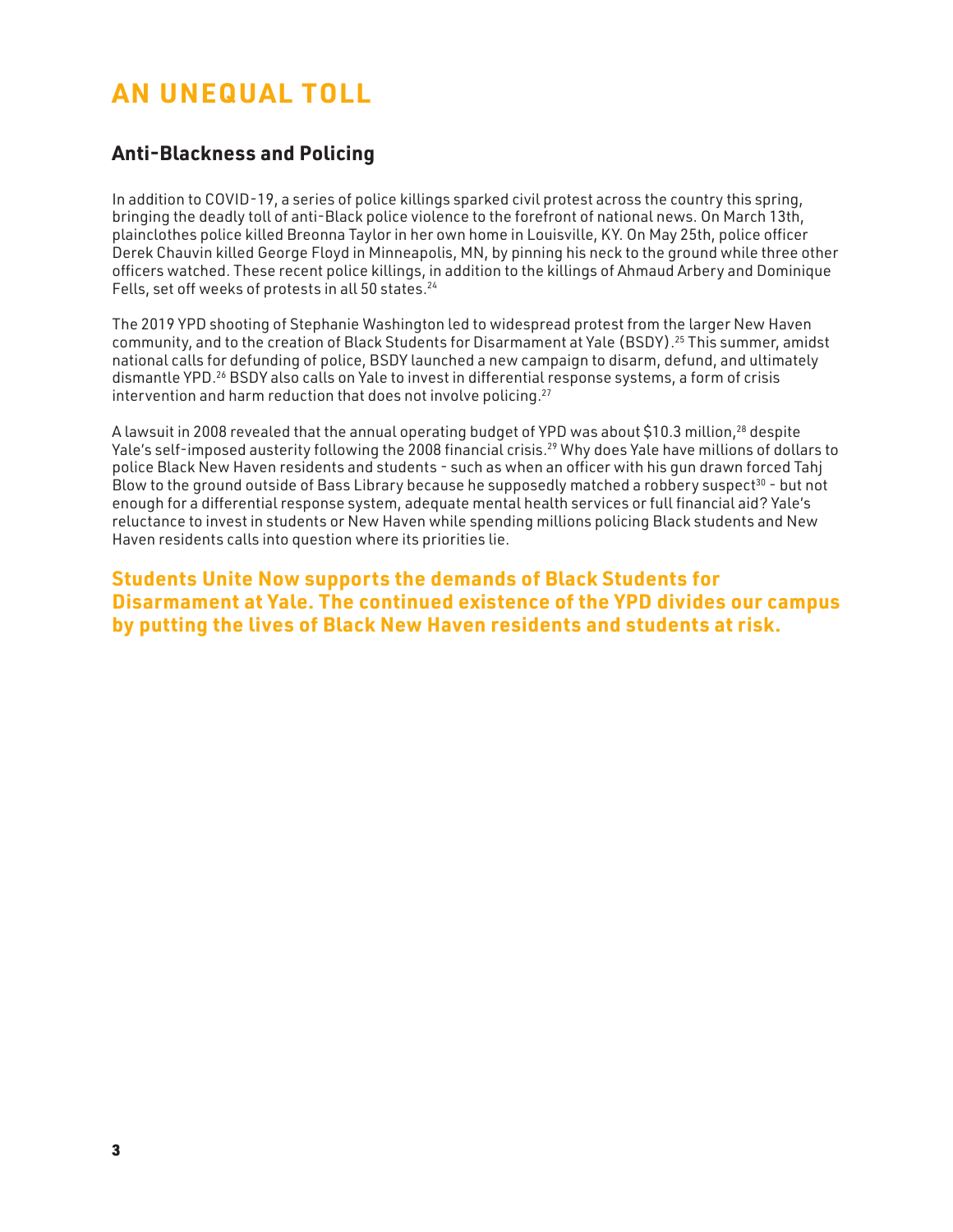# AN UNEQUAL TOLL

## Anti-Blackness and Policing

In addition to COVID-19, a series of police killings sparked civil protest across the country this spring, bringing the deadly toll of anti-Black police violence to the forefront of national news. On March 13th, plainclothes police killed Breonna Taylor in her own home in Louisville, KY. On May 25th, police officer Derek Chauvin killed George Floyd in Minneapolis, MN, by pinning his neck to the ground while three other officers watched. These recent police killings, in addition to the killings of Ahmaud Arbery and Dominique Fells, set off weeks of protests in all 50 states.[24]

The 2019 YPD shooting of Stephanie Washington led to widespread protest from the larger New Haven community, and to the creation of Black Students for Disarmament at Yale (BSDY).[25] This summer, amidst national calls for defunding of police, BSDY launched a new campaign to disarm, defund, and ultimately dismantle YPD.[26] BSDY also calls on Yale to invest in differential response systems, a form of crisis intervention and harm reduction that does not involve policing.[27]

A lawsuit in 2008 revealed that the annual operating budget of YPD was about $10.3 million,[28] despite Yale's self-imposed austerity following the 2008 financial crisis.[29] Why does Yale have millions of dollars to police Black New Haven residents and students - such as when an officer with his gun drawn forced Tahj Blow to the ground outside of Bass Library because he supposedly matched a robbery suspect[30] - but not enough for a differential response system, adequate mental health services or full financial aid? Yale's reluctance to invest in students or New Haven while spending millions policing Black students and New Haven residents calls into question where its priorities lie.

**Students Unite Now supports the demands of Black Students for Disarmament at Yale. The continued existence of the YPD divides our campus by putting the lives of Black New Haven residents and students at risk.**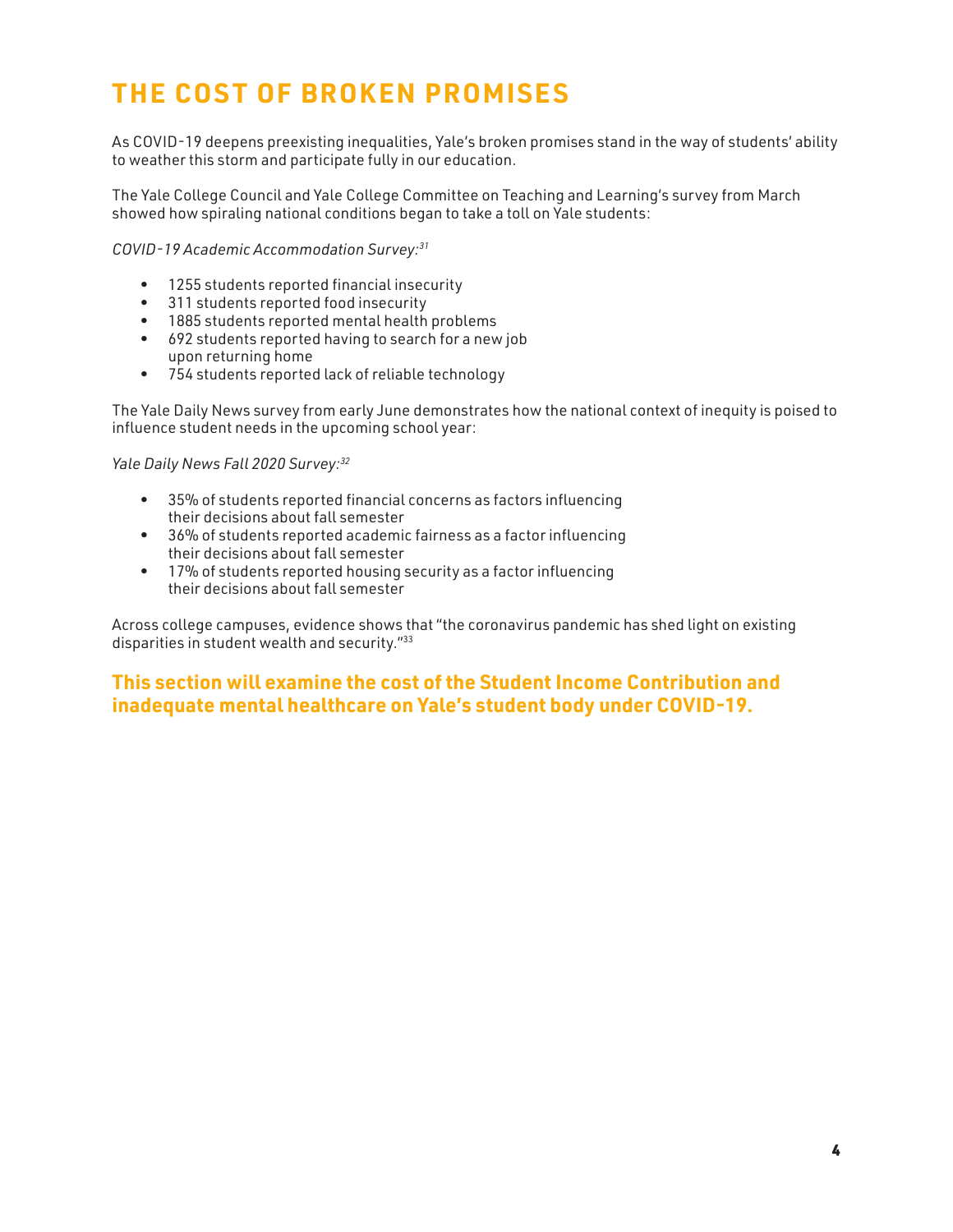# THE COST OF BROKEN PROMISES

As COVID-19 deepens preexisting inequalities, Yale's broken promises stand in the way of students' ability to weather this storm and participate fully in our education.

The Yale College Council and Yale College Committee on Teaching and Learning's survey from March showed how spiraling national conditions began to take a toll on Yale students:

*COVID-19 Academic Accommodation Survey:*[31]

- 1255 students reported financial insecurity
- 311 students reported food insecurity
- 1885 students reported mental health problems
- 692 students reported having to search for a new job upon returning home
- 754 students reported lack of reliable technology

The Yale Daily News survey from early June demonstrates how the national context of inequity is poised to influence student needs in the upcoming school year:

*Yale Daily News Fall 2020 Survey:*[32]

- 35% of students reported financial concerns as factors influencing their decisions about fall semester
- 36% of students reported academic fairness as a factor influencing their decisions about fall semester
- 17% of students reported housing security as a factor influencing their decisions about fall semester

Across college campuses, evidence shows that "the coronavirus pandemic has shed light on existing disparities in student wealth and security."[33]

**This section will examine the cost of the Student Income Contribution and inadequate mental healthcare on Yale's student body under COVID-19.**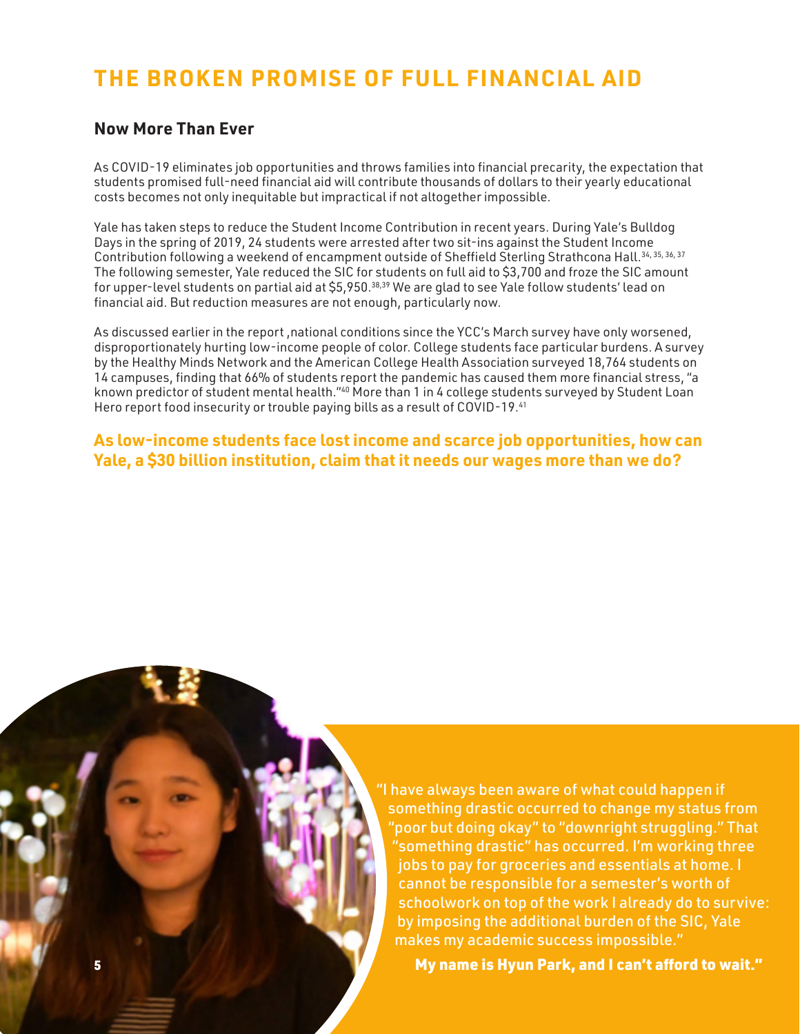# THE BROKEN PROMISE OF FULL FINANCIAL AID

## Now More Than Ever

As COVID-19 eliminates job opportunities and throws families into financial precarity, the expectation that students promised full-need financial aid will contribute thousands of dollars to their yearly educational costs becomes not only inequitable but impractical if not altogether impossible.

Yale has taken steps to reduce the Student Income Contribution in recent years. During Yale's Bulldog Days in the spring of 2019, 24 students were arrested after two sit-ins against the Student Income Contribution following a weekend of encampment outside of Sheffield Sterling Strathcona Hall.[34, 35, 36, 37] The following semester, Yale reduced the SIC for students on full aid to $3,700 and froze the SIC amount for upper-level students on partial aid at $5,950.[38,39] We are glad to see Yale follow students' lead on financial aid. But reduction measures are not enough, particularly now.

As discussed earlier in the report ,national conditions since the YCC's March survey have only worsened, disproportionately hurting low-income people of color. College students face particular burdens. A survey by the Healthy Minds Network and the American College Health Association surveyed 18,764 students on 14 campuses, finding that 66% of students report the pandemic has caused them more financial stress, "a known predictor of student mental health."[40] More than 1 in 4 college students surveyed by Student Loan Hero report food insecurity or trouble paying bills as a result of COVID-19.[41]

**As low-income students face lost income and scarce job opportunities, how can Yale, a $30 billion institution, claim that it needs our wages more than we do?**

"I have always been aware of what could happen if something drastic occurred to change my status from "poor but doing okay" to "downright struggling." That "something drastic" has occurred. I'm working three jobs to pay for groceries and essentials at home. I cannot be responsible for a semester's worth of schoolwork on top of the work I already do to survive: by imposing the additional burden of the SIC, Yale makes my academic success impossible."

**My name is Hyun Park, and I can't afford to wait."**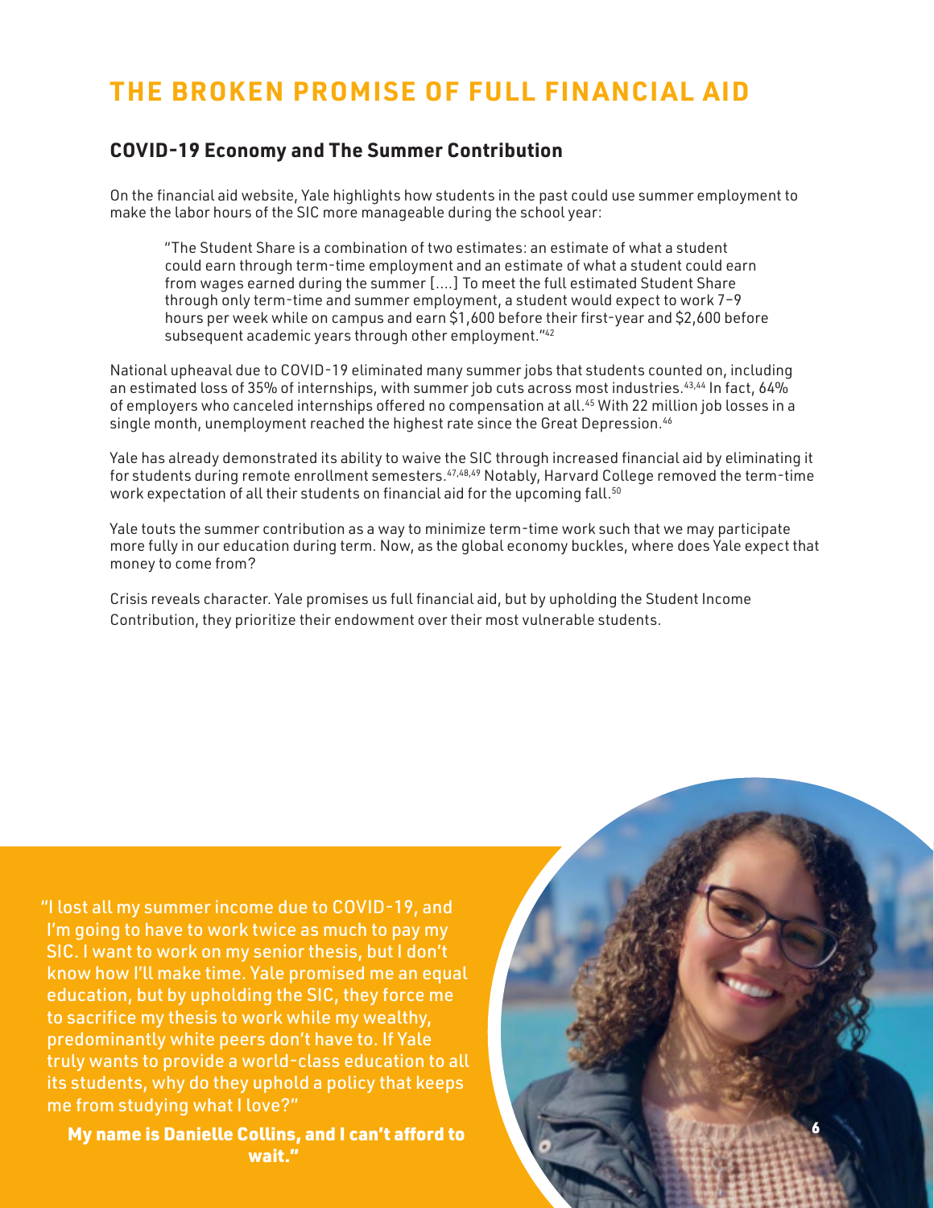# THE BROKEN PROMISE OF FULL FINANCIAL AID

## COVID-19 Economy and The Summer Contribution

On the financial aid website, Yale highlights how students in the past could use summer employment to make the labor hours of the SIC more manageable during the school year:

> "The Student Share is a combination of two estimates: an estimate of what a student could earn through term-time employment and an estimate of what a student could earn from wages earned during the summer [....] To meet the full estimated Student Share through only term-time and summer employment, a student would expect to work 7–9 hours per week while on campus and earn $1,600 before their first-year and $2,600 before subsequent academic years through other employment."[42]

National upheaval due to COVID-19 eliminated many summer jobs that students counted on, including an estimated loss of 35% of internships, with summer job cuts across most industries.[43,44] In fact, 64% of employers who canceled internships offered no compensation at all.[45] With 22 million job losses in a single month, unemployment reached the highest rate since the Great Depression.[46]

Yale has already demonstrated its ability to waive the SIC through increased financial aid by eliminating it for students during remote enrollment semesters.[47,48,49] Notably, Harvard College removed the term-time work expectation of all their students on financial aid for the upcoming fall.[50]

Yale touts the summer contribution as a way to minimize term-time work such that we may participate more fully in our education during term. Now, as the global economy buckles, where does Yale expect that money to come from?

Crisis reveals character. Yale promises us full financial aid, but by upholding the Student Income Contribution, they prioritize their endowment over their most vulnerable students.

"I lost all my summer income due to COVID-19, and I'm going to have to work twice as much to pay my SIC. I want to work on my senior thesis, but I don't know how I'll make time. Yale promised me an equal education, but by upholding the SIC, they force me to sacrifice my thesis to work while my wealthy, predominantly white peers don't have to. If Yale truly wants to provide a world-class education to all its students, why do they uphold a policy that keeps me from studying what I love?"

**My name is Danielle Collins, and I can't afford to wait."**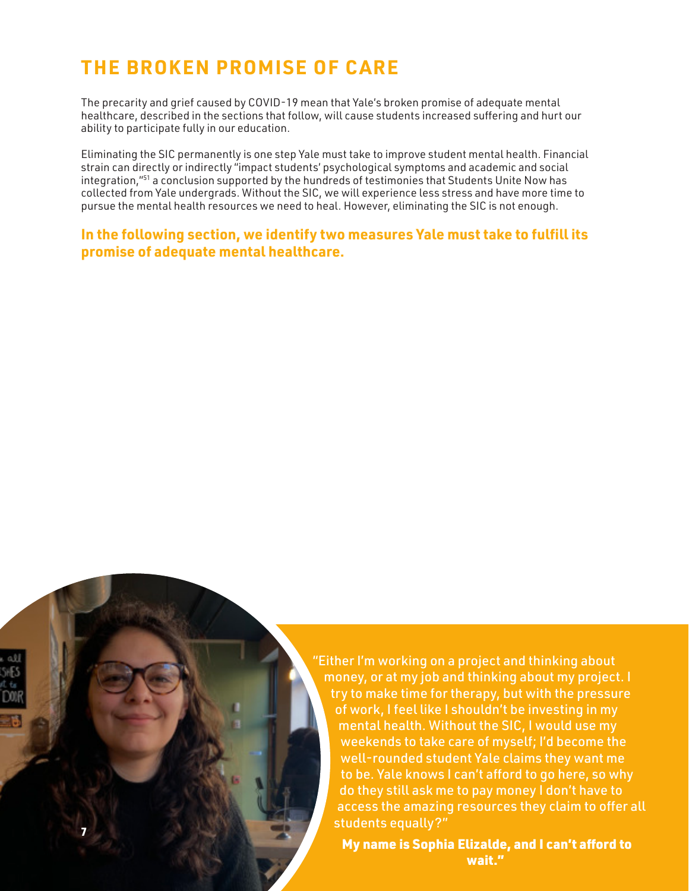# THE BROKEN PROMISE OF CARE

The precarity and grief caused by COVID-19 mean that Yale's broken promise of adequate mental healthcare, described in the sections that follow, will cause students increased suffering and hurt our ability to participate fully in our education.

Eliminating the SIC permanently is one step Yale must take to improve student mental health. Financial strain can directly or indirectly "impact students' psychological symptoms and academic and social integration,"[51] a conclusion supported by the hundreds of testimonies that Students Unite Now has collected from Yale undergrads. Without the SIC, we will experience less stress and have more time to pursue the mental health resources we need to heal. However, eliminating the SIC is not enough.

**In the following section, we identify two measures Yale must take to fulfill its promise of adequate mental healthcare.**

"Either I'm working on a project and thinking about money, or at my job and thinking about my project. I try to make time for therapy, but with the pressure of work, I feel like I shouldn't be investing in my mental health. Without the SIC, I would use my weekends to take care of myself; I'd become the well-rounded student Yale claims they want me to be. Yale knows I can't afford to go here, so why do they still ask me to pay money I don't have to access the amazing resources they claim to offer all students equally?"

**My name is Sophia Elizalde, and I can't afford to wait."**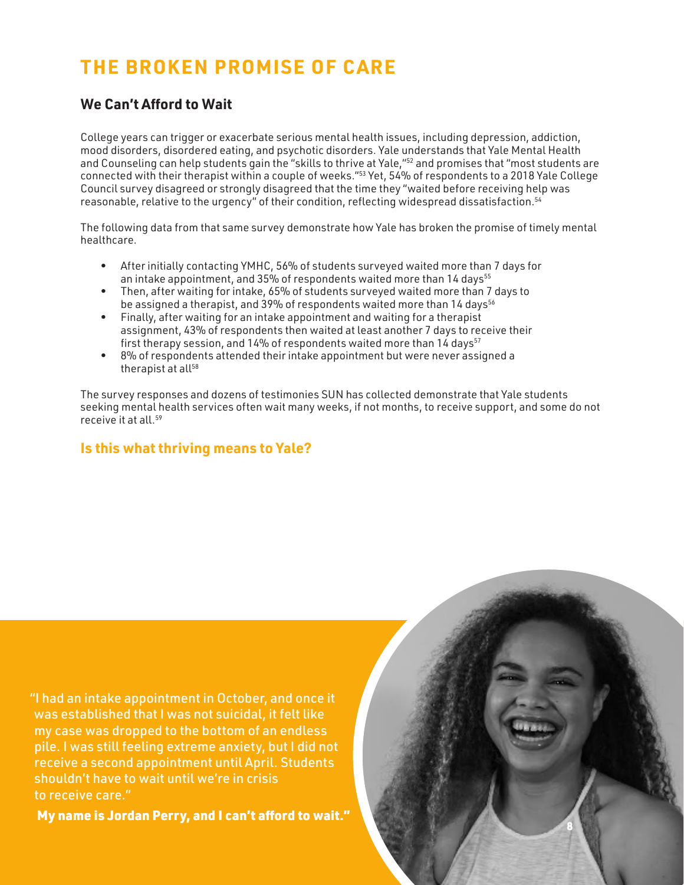# THE BROKEN PROMISE OF CARE

## We Can't Afford to Wait

College years can trigger or exacerbate serious mental health issues, including depression, addiction, mood disorders, disordered eating, and psychotic disorders. Yale understands that Yale Mental Health and Counseling can help students gain the "skills to thrive at Yale,"[52] and promises that "most students are connected with their therapist within a couple of weeks."[53] Yet, 54% of respondents to a 2018 Yale College Council survey disagreed or strongly disagreed that the time they "waited before receiving help was reasonable, relative to the urgency" of their condition, reflecting widespread dissatisfaction.[54]

The following data from that same survey demonstrate how Yale has broken the promise of timely mental healthcare.

- After initially contacting YMHC, 56% of students surveyed waited more than 7 days for an intake appointment, and 35% of respondents waited more than 14 days[55]
- Then, after waiting for intake, 65% of students surveyed waited more than 7 days to be assigned a therapist, and 39% of respondents waited more than 14 days[56]
- Finally, after waiting for an intake appointment and waiting for a therapist assignment, 43% of respondents then waited at least another 7 days to receive their first therapy session, and 14% of respondents waited more than 14 days[57]
- 8% of respondents attended their intake appointment but were never assigned a therapist at all[58]

The survey responses and dozens of testimonies SUN has collected demonstrate that Yale students seeking mental health services often wait many weeks, if not months, to receive support, and some do not receive it at all.[59]

### Is this what thriving means to Yale?

"I had an intake appointment in October, and once it was established that I was not suicidal, it felt like my case was dropped to the bottom of an endless pile. I was still feeling extreme anxiety, but I did not receive a second appointment until April. Students shouldn't have to wait until we're in crisis to receive care."

**My name is Jordan Perry, and I can't afford to wait."**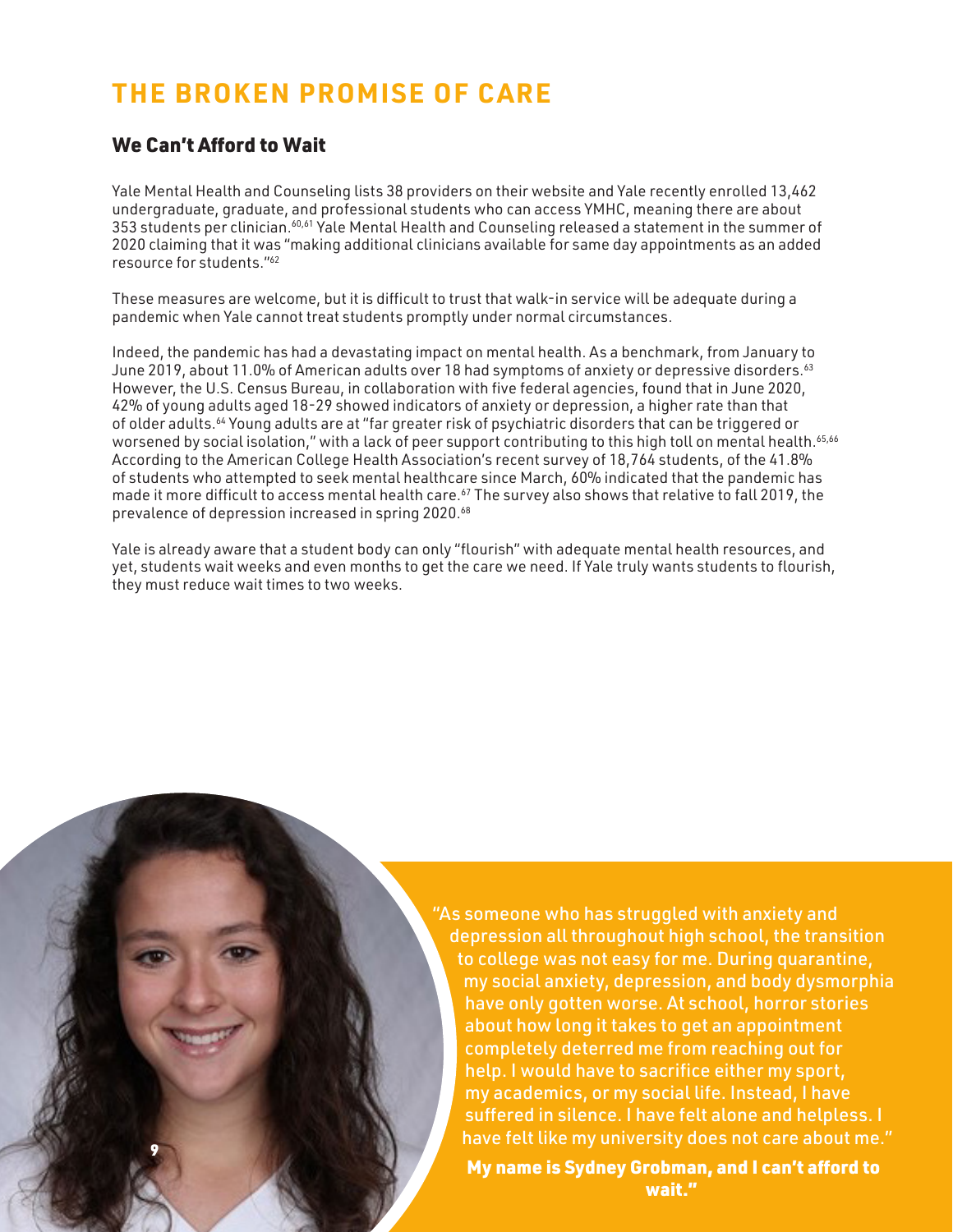# THE BROKEN PROMISE OF CARE

## We Can't Afford to Wait

Yale Mental Health and Counseling lists 38 providers on their website and Yale recently enrolled 13,462 undergraduate, graduate, and professional students who can access YMHC, meaning there are about 353 students per clinician.[60,61] Yale Mental Health and Counseling released a statement in the summer of 2020 claiming that it was "making additional clinicians available for same day appointments as an added resource for students."[62]

These measures are welcome, but it is difficult to trust that walk-in service will be adequate during a pandemic when Yale cannot treat students promptly under normal circumstances.

Indeed, the pandemic has had a devastating impact on mental health. As a benchmark, from January to June 2019, about 11.0% of American adults over 18 had symptoms of anxiety or depressive disorders.[63] However, the U.S. Census Bureau, in collaboration with five federal agencies, found that in June 2020, 42% of young adults aged 18-29 showed indicators of anxiety or depression, a higher rate than that of older adults.[64] Young adults are at "far greater risk of psychiatric disorders that can be triggered or worsened by social isolation," with a lack of peer support contributing to this high toll on mental health.[65,66] According to the American College Health Association's recent survey of 18,764 students, of the 41.8% of students who attempted to seek mental healthcare since March, 60% indicated that the pandemic has made it more difficult to access mental health care.[67] The survey also shows that relative to fall 2019, the prevalence of depression increased in spring 2020.[68]

Yale is already aware that a student body can only "flourish" with adequate mental health resources, and yet, students wait weeks and even months to get the care we need. If Yale truly wants students to flourish, they must reduce wait times to two weeks.

"As someone who has struggled with anxiety and depression all throughout high school, the transition to college was not easy for me. During quarantine, my social anxiety, depression, and body dysmorphia have only gotten worse. At school, horror stories about how long it takes to get an appointment completely deterred me from reaching out for help. I would have to sacrifice either my sport, my academics, or my social life. Instead, I have suffered in silence. I have felt alone and helpless. I have felt like my university does not care about me."

**My name is Sydney Grobman, and I can't afford to wait."**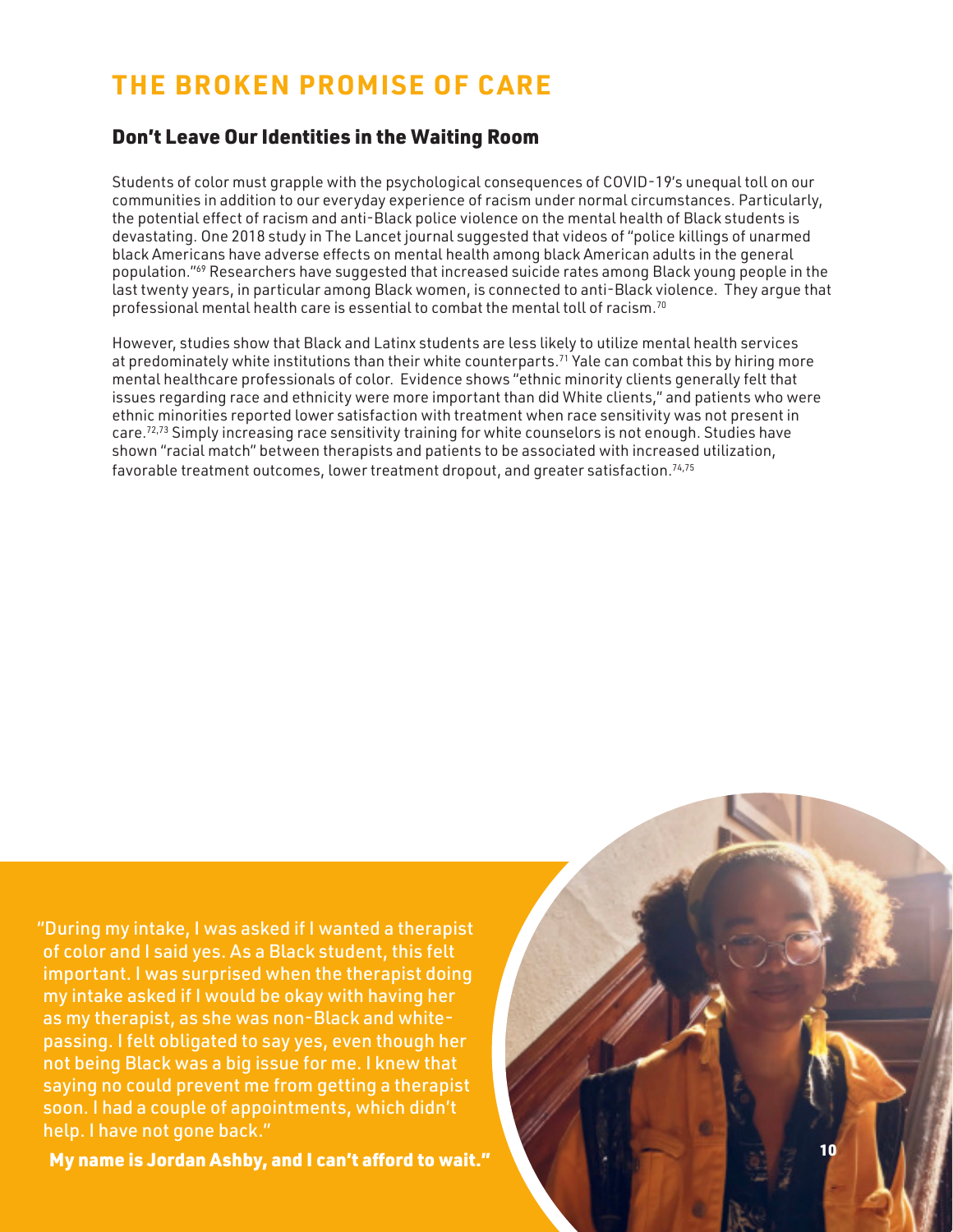# THE BROKEN PROMISE OF CARE

## Don't Leave Our Identities in the Waiting Room

Students of color must grapple with the psychological consequences of COVID-19's unequal toll on our communities in addition to our everyday experience of racism under normal circumstances. Particularly, the potential effect of racism and anti-Black police violence on the mental health of Black students is devastating. One 2018 study in The Lancet journal suggested that videos of "police killings of unarmed black Americans have adverse effects on mental health among black American adults in the general population."[69] Researchers have suggested that increased suicide rates among Black young people in the last twenty years, in particular among Black women, is connected to anti-Black violence. They argue that professional mental health care is essential to combat the mental toll of racism.[70]

However, studies show that Black and Latinx students are less likely to utilize mental health services at predominately white institutions than their white counterparts.[71] Yale can combat this by hiring more mental healthcare professionals of color. Evidence shows "ethnic minority clients generally felt that issues regarding race and ethnicity were more important than did White clients," and patients who were ethnic minorities reported lower satisfaction with treatment when race sensitivity was not present in care.[72,73] Simply increasing race sensitivity training for white counselors is not enough. Studies have shown "racial match" between therapists and patients to be associated with increased utilization, favorable treatment outcomes, lower treatment dropout, and greater satisfaction.[74,75]

"During my intake, I was asked if I wanted a therapist of color and I said yes. As a Black student, this felt important. I was surprised when the therapist doing my intake asked if I would be okay with having her as my therapist, as she was non-Black and white-passing. I felt obligated to say yes, even though her not being Black was a big issue for me. I knew that saying no could prevent me from getting a therapist soon. I had a couple of appointments, which didn't help. I have not gone back."

**My name is Jordan Ashby, and I can't afford to wait."**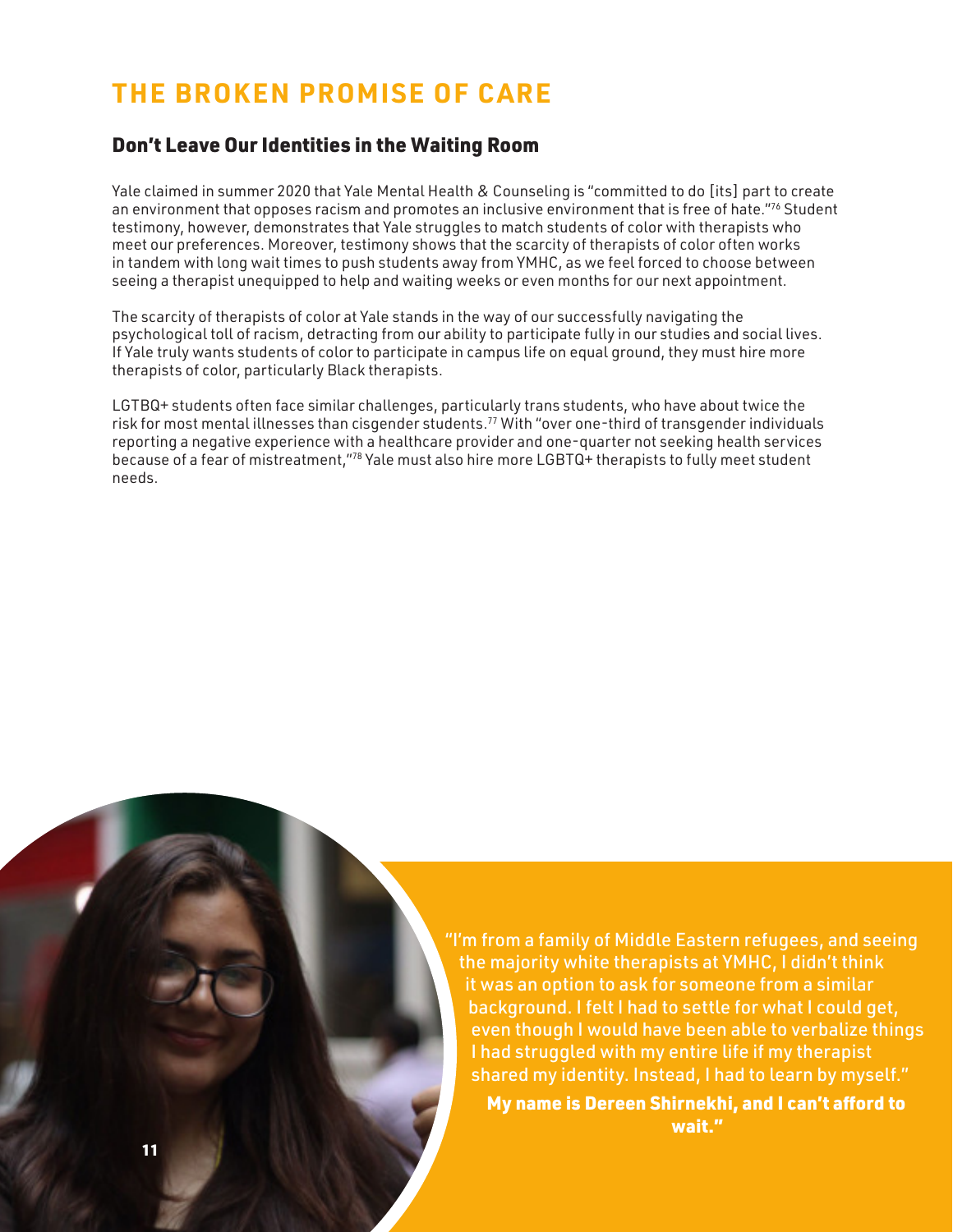# THE BROKEN PROMISE OF CARE

## Don't Leave Our Identities in the Waiting Room

Yale claimed in summer 2020 that Yale Mental Health & Counseling is "committed to do [its] part to create an environment that opposes racism and promotes an inclusive environment that is free of hate."[76] Student testimony, however, demonstrates that Yale struggles to match students of color with therapists who meet our preferences. Moreover, testimony shows that the scarcity of therapists of color often works in tandem with long wait times to push students away from YMHC, as we feel forced to choose between seeing a therapist unequipped to help and waiting weeks or even months for our next appointment.

The scarcity of therapists of color at Yale stands in the way of our successfully navigating the psychological toll of racism, detracting from our ability to participate fully in our studies and social lives. If Yale truly wants students of color to participate in campus life on equal ground, they must hire more therapists of color, particularly Black therapists.

LGTBQ+ students often face similar challenges, particularly trans students, who have about twice the risk for most mental illnesses than cisgender students.[77] With "over one-third of transgender individuals reporting a negative experience with a healthcare provider and one-quarter not seeking health services because of a fear of mistreatment,"[78] Yale must also hire more LGBTQ+ therapists to fully meet student needs.

"I'm from a family of Middle Eastern refugees, and seeing the majority white therapists at YMHC, I didn't think it was an option to ask for someone from a similar background. I felt I had to settle for what I could get, even though I would have been able to verbalize things I had struggled with my entire life if my therapist shared my identity. Instead, I had to learn by myself."

**My name is Dereen Shirnekhi, and I can't afford to wait."**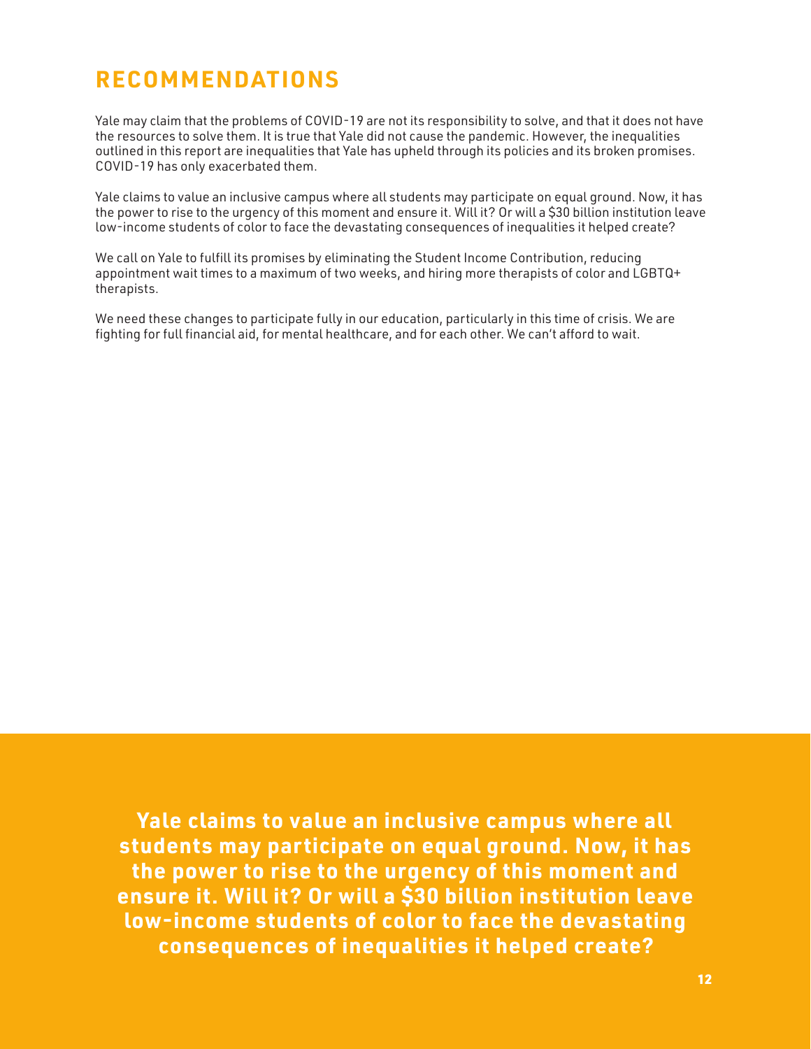## RECOMMENDATIONS

Yale may claim that the problems of COVID-19 are not its responsibility to solve, and that it does not have the resources to solve them. It is true that Yale did not cause the pandemic. However, the inequalities outlined in this report are inequalities that Yale has upheld through its policies and its broken promises. COVID-19 has only exacerbated them.

Yale claims to value an inclusive campus where all students may participate on equal ground. Now, it has the power to rise to the urgency of this moment and ensure it. Will it? Or will a $30 billion institution leave low-income students of color to face the devastating consequences of inequalities it helped create?

We call on Yale to fulfill its promises by eliminating the Student Income Contribution, reducing appointment wait times to a maximum of two weeks, and hiring more therapists of color and LGBTQ+ therapists.

We need these changes to participate fully in our education, particularly in this time of crisis. We are fighting for full financial aid, for mental healthcare, and for each other. We can't afford to wait.

**Yale claims to value an inclusive campus where all students may participate on equal ground. Now, it has the power to rise to the urgency of this moment and ensure it. Will it? Or will a $30 billion institution leave low-income students of color to face the devastating consequences of inequalities it helped create?**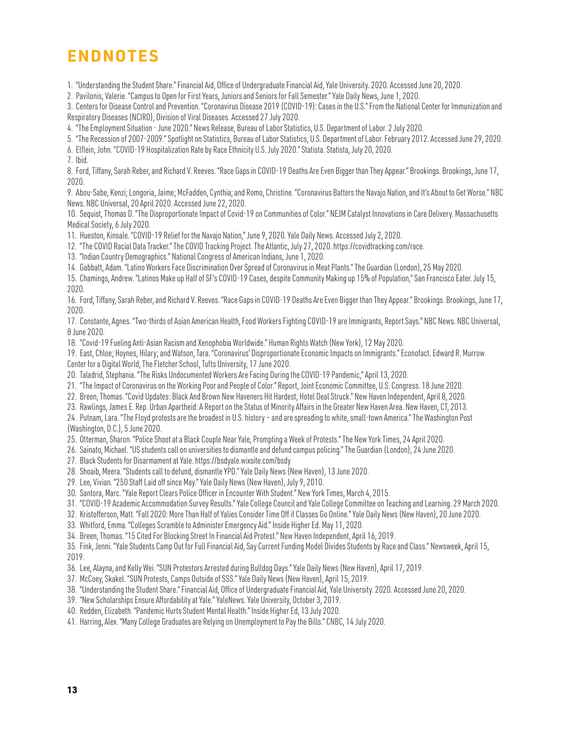# ENDNOTES

1. "Understanding the Student Share." Financial Aid, Office of Undergraduate Financial Aid, Yale University. 2020. Accessed June 20, 2020.
2. Pavilonis, Valerie. "Campus to Open for First Years, Juniors and Seniors for Fall Semester." Yale Daily News, June 1, 2020.
3. Centers for Disease Control and Prevention. "Coronavirus Disease 2019 (COVID-19): Cases in the U.S." From the National Center for Immunization and Respiratory Diseases (NCIRD), Division of Viral Diseases. Accessed 27 July 2020.
4. "The Employment Situation - June 2020." News Release, Bureau of Labor Statistics, U.S. Department of Labor. 2 July 2020.
5. "The Recession of 2007-2009." Spotlight on Statistics, Bureau of Labor Statistics, U.S. Department of Labor. February 2012. Accessed June 29, 2020.
6. Elflein, John. "COVID-19 Hospitalization Rate by Race Ethnicity U.S. July 2020." Statista. Statista, July 20, 2020.
7. Ibid.
8. Ford, Tiffany, Sarah Reber, and Richard V. Reeves. "Race Gaps in COVID-19 Deaths Are Even Bigger than They Appear." Brookings. Brookings, June 17, 2020.
9. Abou-Sabe, Kenzi; Longoria, Jaime; McFadden, Cynthia; and Romo, Christine. "Coronavirus Batters the Navajo Nation, and It's About to Get Worse." NBC News. NBC Universal, 20 April 2020. Accessed June 22, 2020.
10. Sequist, Thomas D. "The Disproportionate Impact of Covid-19 on Communities of Color." NEJM Catalyst Innovations in Care Delivery. Massachusetts Medical Society, 6 July 2020.
11. Hueston, Kinsale. "COVID-19 Relief for the Navajo Nation," June 9, 2020. Yale Daily News. Accessed July 2, 2020.
12. "The COVID Racial Data Tracker." The COVID Tracking Project. The Atlantic, July 27, 2020. https://covidtracking.com/race.
13. "Indian Country Demographics." National Congress of American Indians, June 1, 2020.
14. Gabbatt, Adam. "Latino Workers Face Discrimination Over Spread of Coronavirus in Meat Plants." The Guardian (London), 25 May 2020.
15. Chamings, Andrew. "Latinos Make up Half of SF's COVID-19 Cases, despite Community Making up 15% of Population," San Francisco Eater. July 15, 2020.
16. Ford, Tiffany, Sarah Reber, and Richard V. Reeves. "Race Gaps in COVID-19 Deaths Are Even Bigger than They Appear." Brookings. Brookings, June 17, 2020.
17. Constante, Agnes. "Two-thirds of Asian American Health, Food Workers Fighting COVID-19 are Immigrants, Report Says." NBC News. NBC Universal, 8 June 2020.
18. "Covid-19 Fueling Anti-Asian Racism and Xenophobia Worldwide." Human Rights Watch (New York), 12 May 2020.
19. East, Chloe; Hoynes, Hilary; and Watson, Tara. "Coronavirus' Disproportionate Economic Impacts on Immigrants." Econofact. Edward R. Murrow Center for a Digital World, The Fletcher School, Tufts University, 17 June 2020.
20. Taladrid, Stephania. "The Risks Undocumented Workers Are Facing During the COVID-19 Pandemic," April 13, 2020.
21. "The Impact of Coronavirus on the Working Poor and People of Color." Report, Joint Economic Committee, U.S. Congress. 18 June 2020.
22. Breen, Thomas. "Covid Updates: Black And Brown New Haveners Hit Hardest; Hotel Deal Struck." New Haven Independent, April 8, 2020.
23. Rawlings, James E. Rep. Urban Apartheid: A Report on the Status of Minority Affairs in the Greater New Haven Area. New Haven, CT, 2013.
24. Putnam, Lara. "The Floyd protests are the broadest in U.S. history – and are spreading to white, small-town America." The Washington Post (Washington, D.C.), 5 June 2020.
25. Otterman, Sharon. "Police Shoot at a Black Couple Near Yale, Prompting a Week of Protests." The New York Times, 24 April 2020.
26. Sainato, Michael. "US students call on universities to dismantle and defund campus policing." The Guardian (London), 24 June 2020.
27. Black Students for Disarmament at Yale. https://bsdyale.wixsite.com/bsdy
28. Shoaib, Meera. "Students call to defund, dismantle YPD." Yale Daily News (New Haven), 13 June 2020.
29. Lee, Vivian. "250 Staff Laid off since May." Yale Daily News (New Haven), July 9, 2010.
30. Santora, Marc. "Yale Report Clears Police Officer in Encounter With Student." New York Times, March 4, 2015.
31. "COVID-19 Academic Accommodation Survey Results." Yale College Council and Yale College Committee on Teaching and Learning. 29 March 2020.
32. Kristofferson, Matt. "Fall 2020: More Than Half of Yalies Consider Time Off if Classes Go Online." Yale Daily News (New Haven), 20 June 2020.
33. Whitford, Emma. "Colleges Scramble to Administer Emergency Aid." Inside Higher Ed. May 11, 2020.
34. Breen, Thomas. "15 Cited For Blocking Street In Financial Aid Protest." New Haven Independent, April 16, 2019.
35. Fink, Jenni. "Yale Students Camp Out for Full Financial Aid, Say Current Funding Model Divides Students by Race and Class." Newsweek, April 15, 2019.
36. Lee, Alayna, and Kelly Wei. "SUN Protestors Arrested during Bulldog Days." Yale Daily News (New Haven), April 17, 2019.
37. McCoey, Skakel. "SUN Protests, Camps Outside of SSS." Yale Daily News (New Haven), April 15, 2019.
38. "Understanding the Student Share." Financial Aid, Office of Undergraduate Financial Aid, Yale University. 2020. Accessed June 20, 2020.
39. "New Scholarships Ensure Affordability at Yale." YaleNews. Yale University, October 3, 2019.
40. Redden, Elizabeth. "Pandemic Hurts Student Mental Health." Inside Higher Ed, 13 July 2020.
41. Harring, Alex. "Many College Graduates are Relying on Unemployment to Pay the Bills." CNBC, 14 July 2020.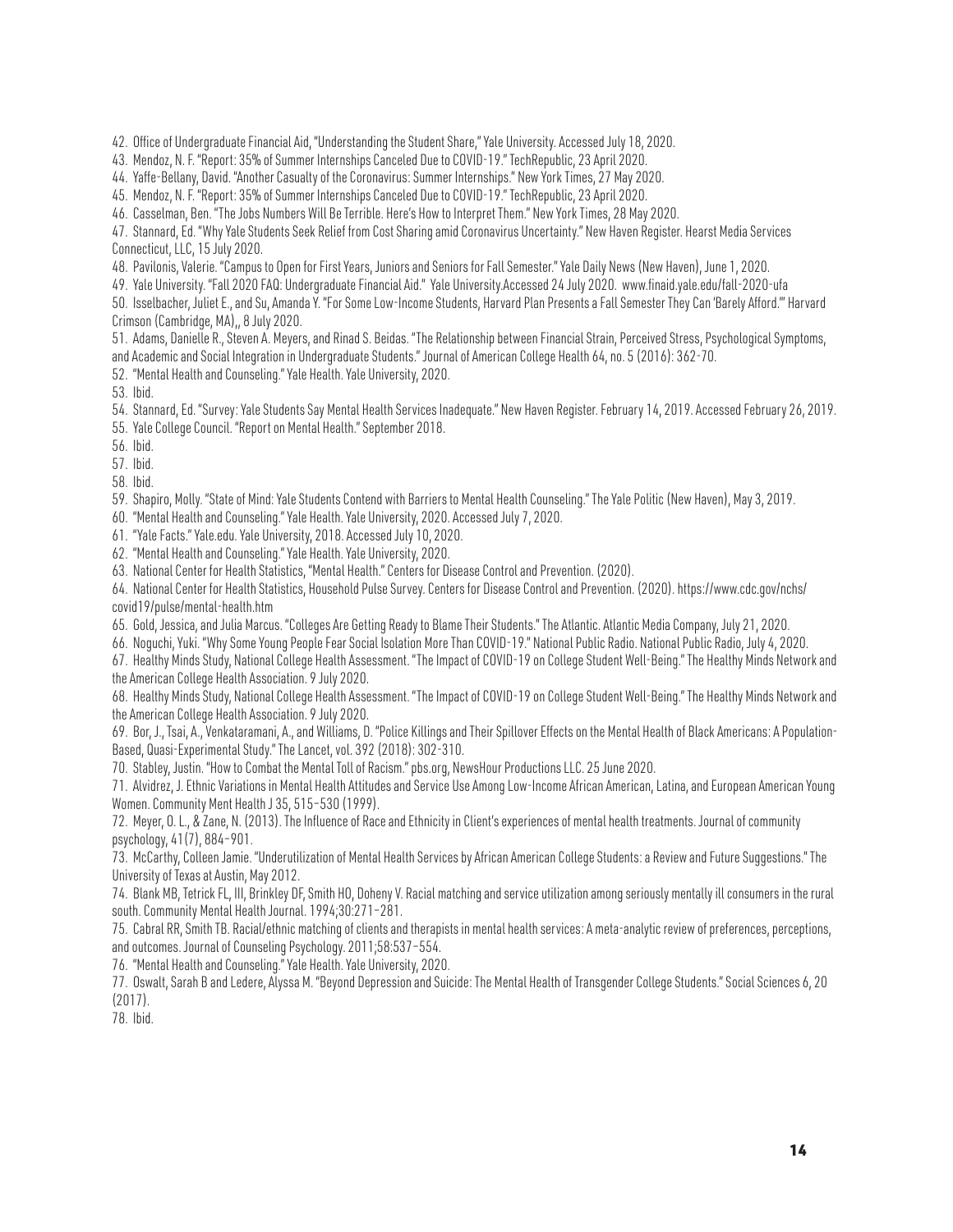42. Office of Undergraduate Financial Aid, "Understanding the Student Share," Yale University. Accessed July 18, 2020.

43. Mendoz, N. F. "Report: 35% of Summer Internships Canceled Due to COVID-19." TechRepublic, 23 April 2020.

44. Yaffe-Bellany, David. "Another Casualty of the Coronavirus: Summer Internships." New York Times, 27 May 2020.

45. Mendoz, N. F. "Report: 35% of Summer Internships Canceled Due to COVID-19." TechRepublic, 23 April 2020.

46. Casselman, Ben. "The Jobs Numbers Will Be Terrible. Here's How to Interpret Them." New York Times, 28 May 2020.

47. Stannard, Ed. "Why Yale Students Seek Relief from Cost Sharing amid Coronavirus Uncertainty." New Haven Register. Hearst Media Services Connecticut, LLC, 15 July 2020.

48. Pavilonis, Valerie. "Campus to Open for First Years, Juniors and Seniors for Fall Semester." Yale Daily News (New Haven), June 1, 2020.

49. Yale University. "Fall 2020 FAQ: Undergraduate Financial Aid." Yale University.Accessed 24 July 2020. www.finaid.yale.edu/fall-2020-ufa

50. Isselbacher, Juliet E., and Su, Amanda Y. "For Some Low-Income Students, Harvard Plan Presents a Fall Semester They Can 'Barely Afford.'" Harvard Crimson (Cambridge, MA),, 8 July 2020.

51. Adams, Danielle R., Steven A. Meyers, and Rinad S. Beidas. "The Relationship between Financial Strain, Perceived Stress, Psychological Symptoms, and Academic and Social Integration in Undergraduate Students." Journal of American College Health 64, no. 5 (2016): 362-70.

52. "Mental Health and Counseling." Yale Health. Yale University, 2020.

53. Ibid.

54. Stannard, Ed. "Survey: Yale Students Say Mental Health Services Inadequate." New Haven Register. February 14, 2019. Accessed February 26, 2019.

55. Yale College Council. "Report on Mental Health." September 2018.

56. Ibid.

57. Ibid.

58. Ibid.

59. Shapiro, Molly. "State of Mind: Yale Students Contend with Barriers to Mental Health Counseling." The Yale Politic (New Haven), May 3, 2019.

60. "Mental Health and Counseling." Yale Health. Yale University, 2020. Accessed July 7, 2020.

61. "Yale Facts." Yale.edu. Yale University, 2018. Accessed July 10, 2020.

62. "Mental Health and Counseling." Yale Health. Yale University, 2020.

63. National Center for Health Statistics, "Mental Health." Centers for Disease Control and Prevention. (2020).

64. National Center for Health Statistics, Household Pulse Survey. Centers for Disease Control and Prevention. (2020). https://www.cdc.gov/nchs/covid19/pulse/mental-health.htm

65. Gold, Jessica, and Julia Marcus. "Colleges Are Getting Ready to Blame Their Students." The Atlantic. Atlantic Media Company, July 21, 2020.

66. Noguchi, Yuki. "Why Some Young People Fear Social Isolation More Than COVID-19." National Public Radio. National Public Radio, July 4, 2020.

67. Healthy Minds Study, National College Health Assessment. "The Impact of COVID-19 on College Student Well-Being." The Healthy Minds Network and the American College Health Association. 9 July 2020.

68. Healthy Minds Study, National College Health Assessment. "The Impact of COVID-19 on College Student Well-Being." The Healthy Minds Network and the American College Health Association. 9 July 2020.

69. Bor, J., Tsai, A., Venkataramani, A., and Williams, D. "Police Killings and Their Spillover Effects on the Mental Health of Black Americans: A Population-Based, Quasi-Experimental Study." The Lancet, vol. 392 (2018): 302-310.

70. Stabley, Justin. "How to Combat the Mental Toll of Racism." pbs.org, NewsHour Productions LLC. 25 June 2020.

71. Alvidrez, J. Ethnic Variations in Mental Health Attitudes and Service Use Among Low-Income African American, Latina, and European American Young Women. Community Ment Health J 35, 515–530 (1999).

72. Meyer, O. L., & Zane, N. (2013). The Influence of Race and Ethnicity in Client's experiences of mental health treatments. Journal of community psychology, 41(7), 884-901.

73. McCarthy, Colleen Jamie. "Underutilization of Mental Health Services by African American College Students: a Review and Future Suggestions." The University of Texas at Austin, May 2012.

74. Blank MB, Tetrick FL, III, Brinkley DF, Smith HO, Doheny V. Racial matching and service utilization among seriously mentally ill consumers in the rural south. Community Mental Health Journal. 1994;30:271–281.

75. Cabral RR, Smith TB. Racial/ethnic matching of clients and therapists in mental health services: A meta-analytic review of preferences, perceptions, and outcomes. Journal of Counseling Psychology. 2011;58:537–554.

76. "Mental Health and Counseling." Yale Health. Yale University, 2020.

77. Oswalt, Sarah B and Ledere, Alyssa M. "Beyond Depression and Suicide: The Mental Health of Transgender College Students." Social Sciences 6, 20 (2017).

78. Ibid.